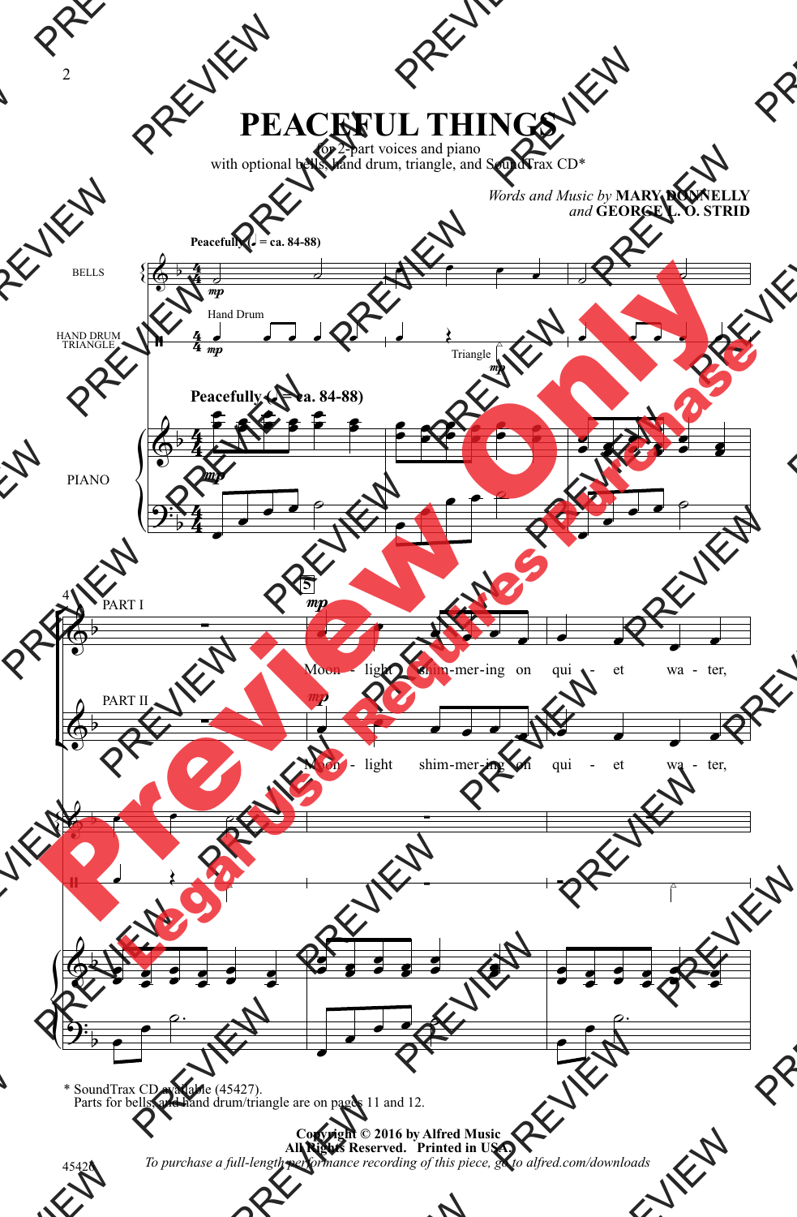# PEACEFUL THINGS

for 2-part voices and piano
with optional bells, hand drum, triangle, and SoundTrax CD*

*Words and Music by* **MARY DONNELLY**
*and* **GEORGE L. O. STRID**

**Peacefully** (♩ = ca. 84-88)

BELLS

HAND DRUM TRIANGLE

PIANO

PART I

Moon - light shim-mer-ing on qui - et wa - ter,

PART II

Moon - light shim-mer-ing on qui - et wa - ter,

\* SoundTrax CD available (45427).
Parts for bells, and hand drum/triangle are on pages 11 and 12.

**Copyright © 2016 by Alfred Music**
**All Rights Reserved. Printed in USA.**
*To purchase a full-length performance recording of this piece, go to alfred.com/downloads*

45426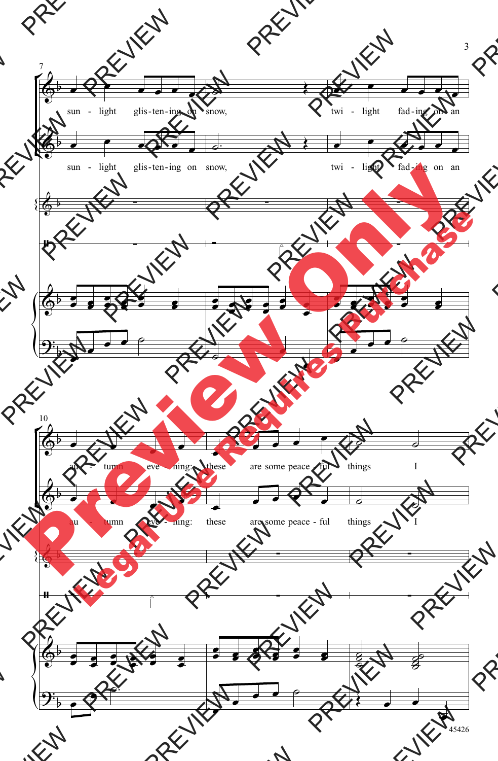sun - light glis-ten-ing on snow, twi - light fad-ing on an

sun - light glis-ten-ing on snow, twi - light fad-ing on an

au - tumn eve - ning: these are some peace - ful things I

au - tumn eve - ning: these are some peace - ful things I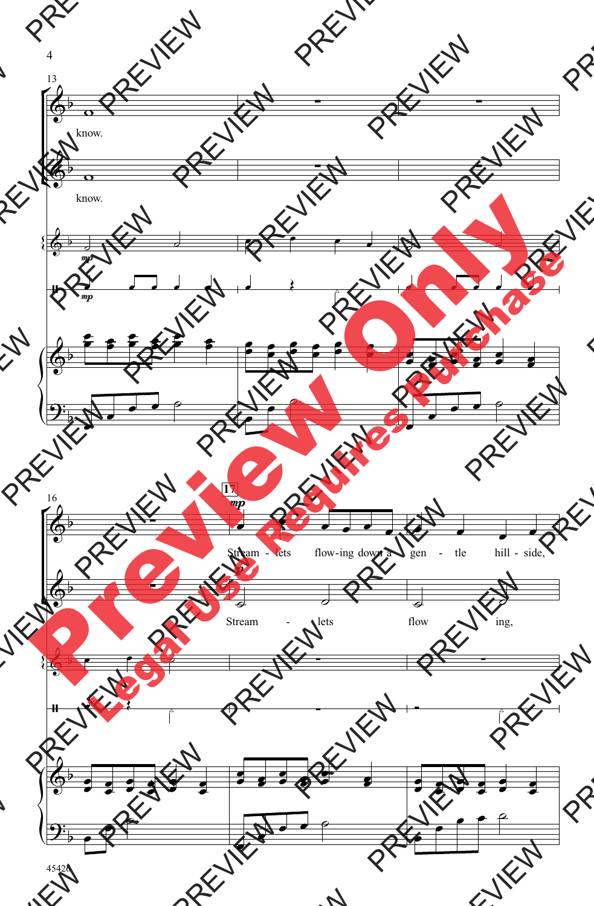13

know.

know.

*mp*

*mp*

16

17

*mp*

Stream - lets flow-ing down a gen - tle hill - side,

Stream - lets flow ing,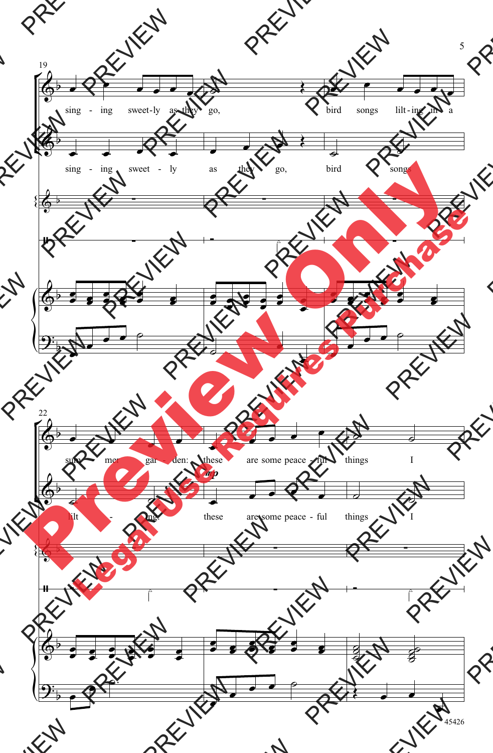19

sing - ing sweet-ly as they go, bird songs lilt-ing in a

sing - ing sweet - ly as they go, bird songs

22

sum - mer gar - den: these are some peace - ful things I

*mp*

lilt - ing, these are some peace - ful things I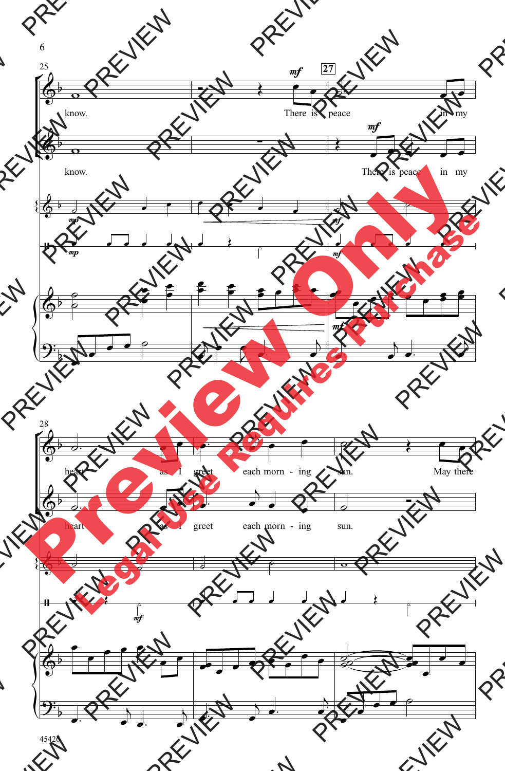25

know. There is peace in my

know. There is peace in my

28

heart as I greet each morn - ing sun. May there

heart as I greet each morn - ing sun.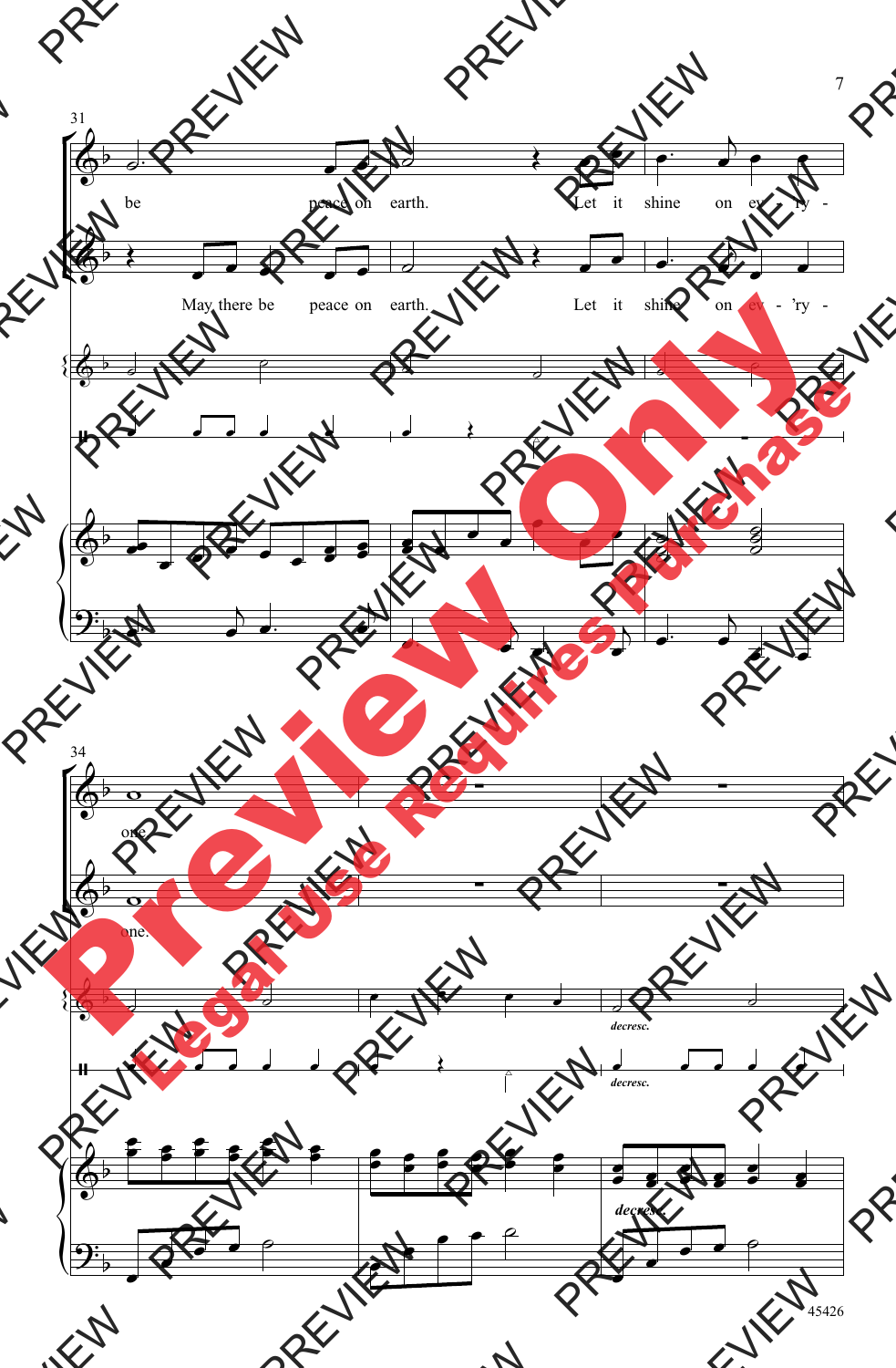31

be peace on earth. Let it shine on ev - 'ry -

May there be peace on earth. Let it shine on ev - 'ry -

34

one.

one.

*decresc.*

*decresc.*

*decresc.*

45426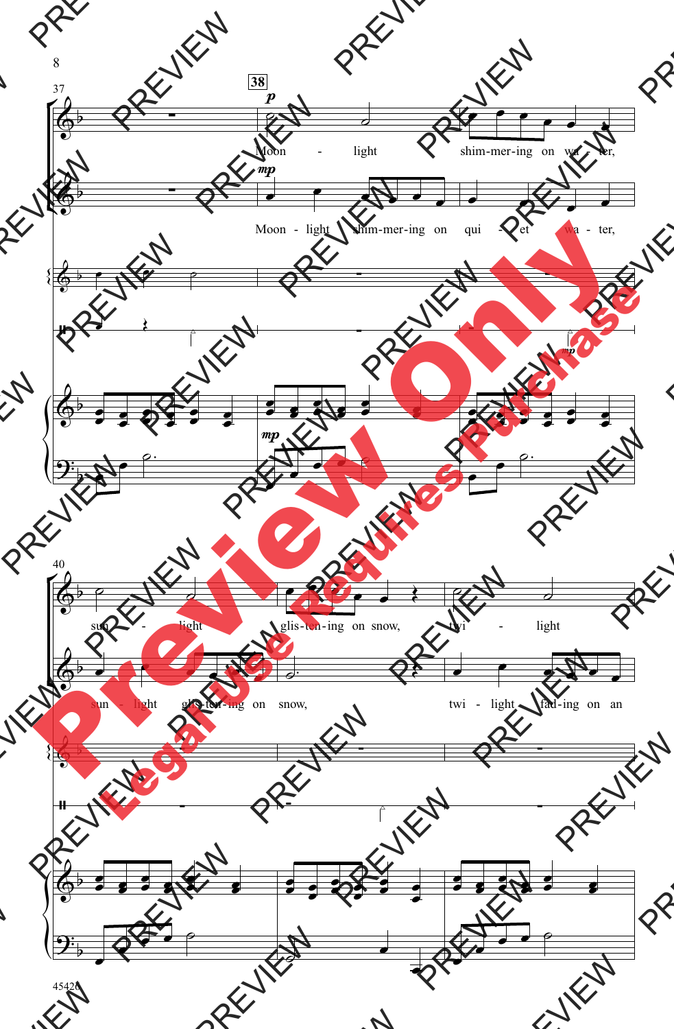Moon - light shim-mer-ing on wa - ter,

Moon - light shim-mer-ing on qui - et wa - ter,

sun - light glis-ten-ing on snow, twi - light

sun - light glis-ten-ing on snow, twi - light fad-ing on an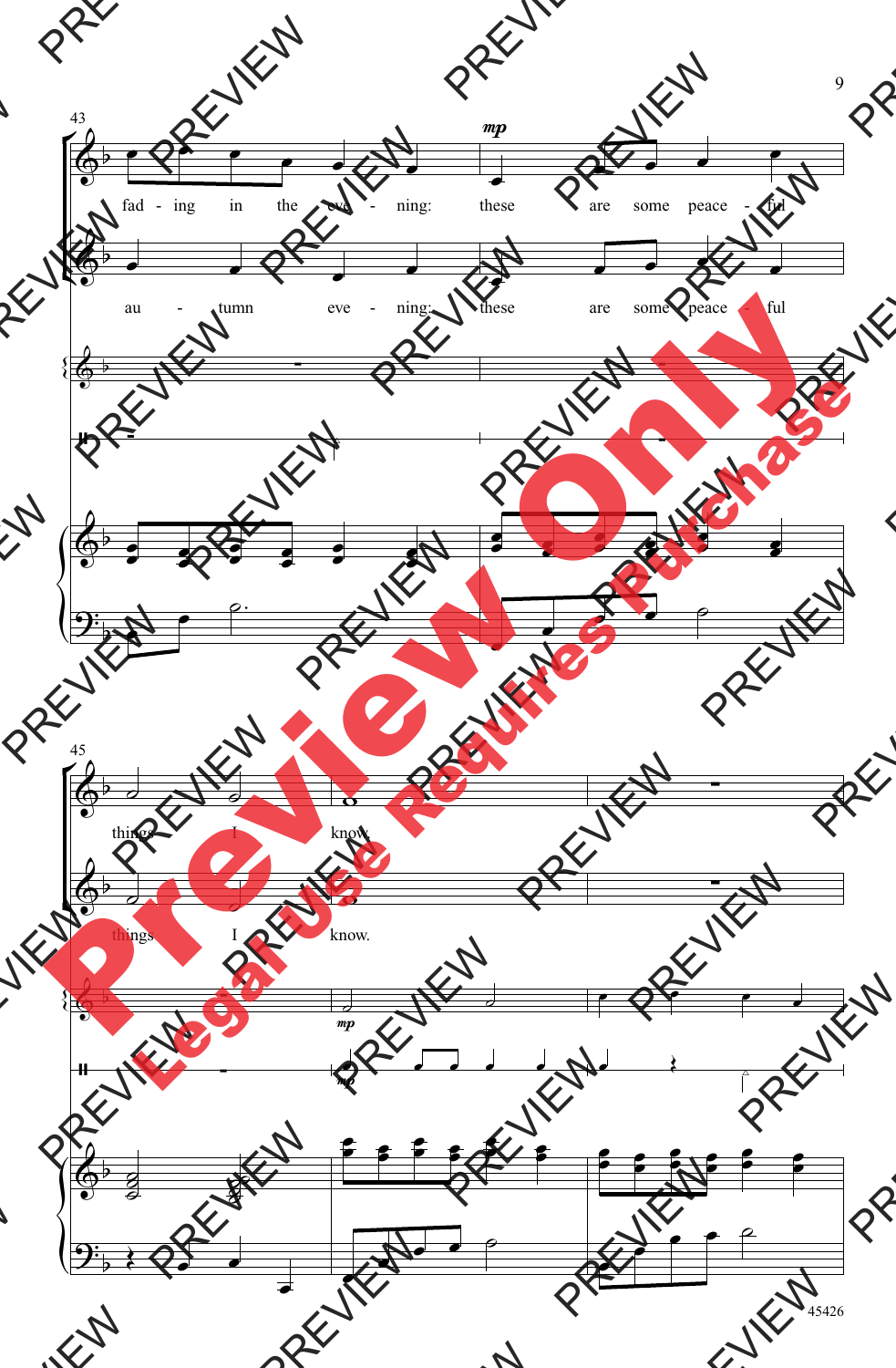43

fad - ing in the eve - ning: these are some peace - ful

au - tumn eve - ning: these are some peace - ful

*mp*

45

things I know.

things I know.

*mp*

*mp*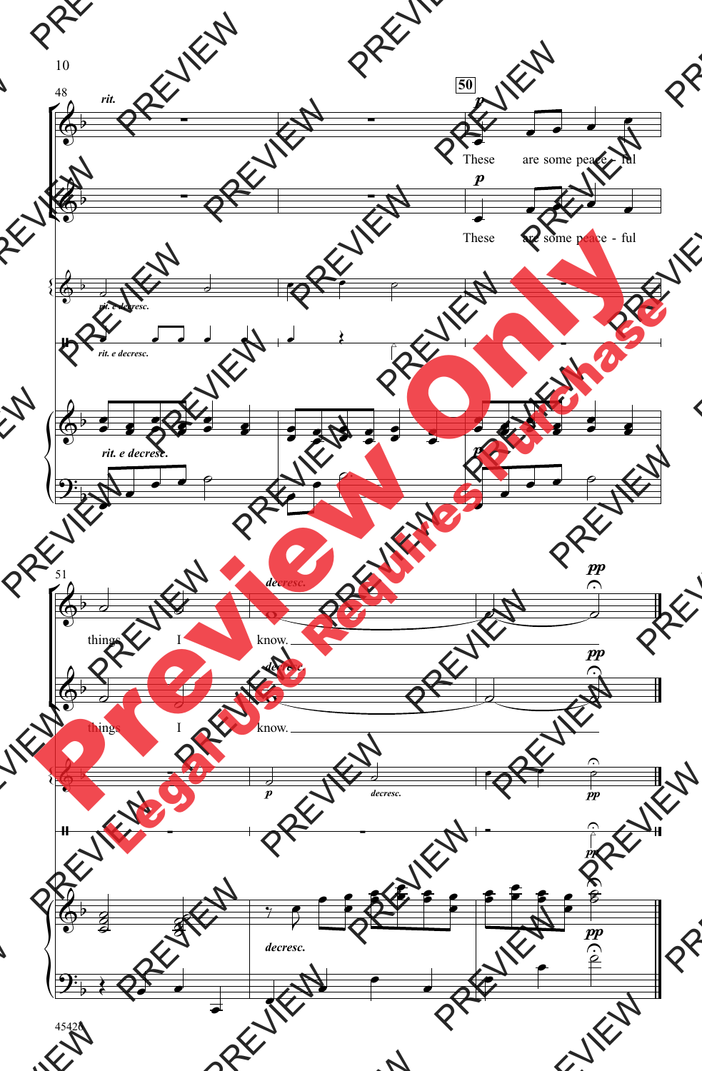48

*rit.*

50

*p*

These are some peace - ful

*p*

These are some peace - ful

*rit. e decresc.*

*rit. e decresc.*

*rit. e decresc.*

*p*

51

*decresc.*

*pp*

things I know.

*decresc.*

*pp*

things I know.

*p*

*decresc.*

*pp*

*pp*

*decresc.*

*pp*

45420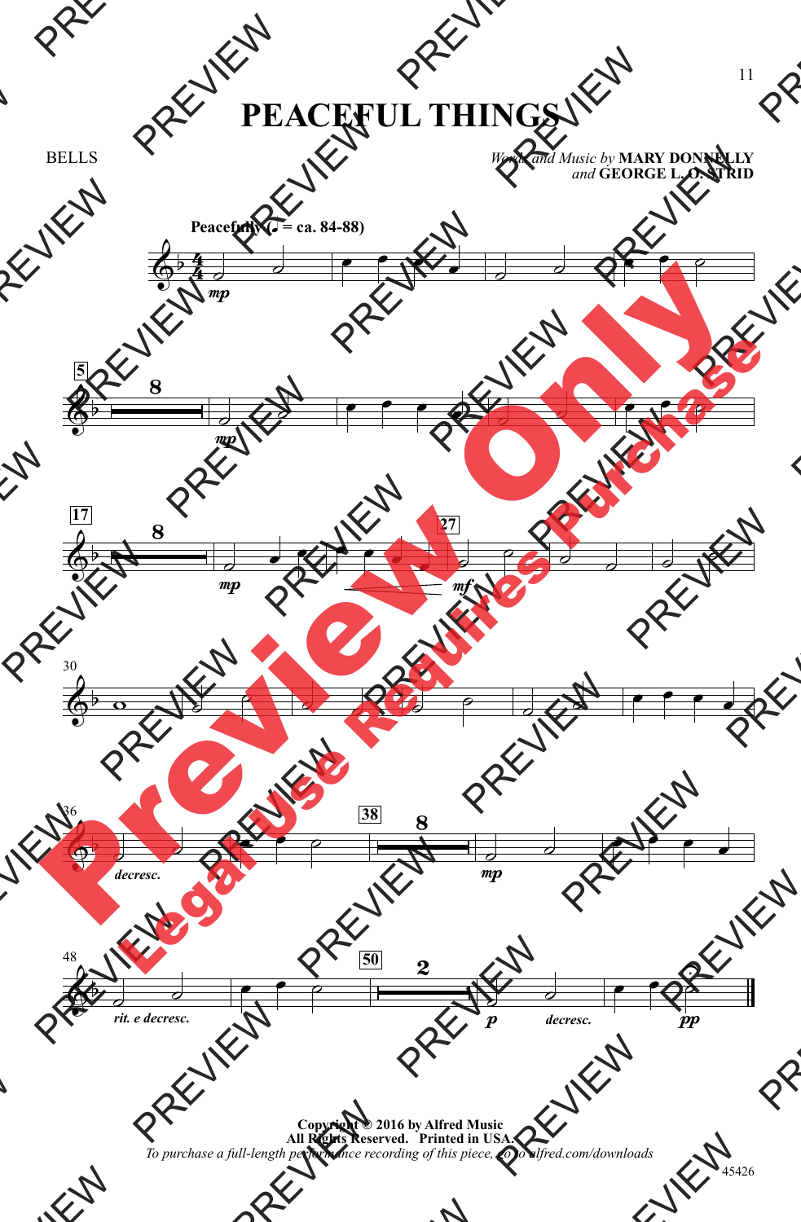# PEACEFUL THINGS

BELLS

*Words and Music by* **MARY DONNELLY** *and* **GEORGE L. O. STRID**

**Copyright © 2016 by Alfred Music**
**All Rights Reserved. Printed in USA.**
*To purchase a full-length performance recording of this piece, go to alfred.com/downloads*

45426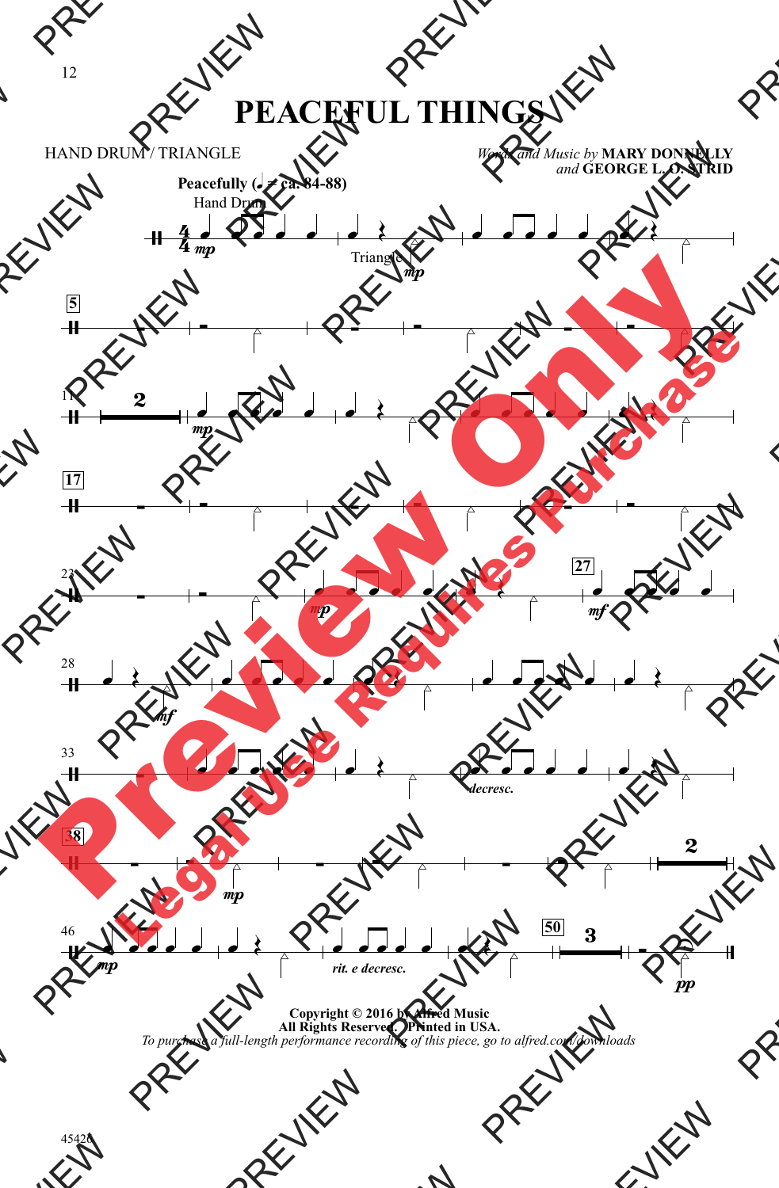# PEACEFUL THINGS

HAND DRUM / TRIANGLE

*Words and Music by* **MARY DONNELLY** *and* **GEORGE L. O. STRID**

**Peacefully (♩ = ca. 84-88)**

**Copyright © 2016 by Alfred Music**
**All Rights Reserved. Printed in USA.**
*To purchase a full-length performance recording of this piece, go to alfred.com/downloads*

45420